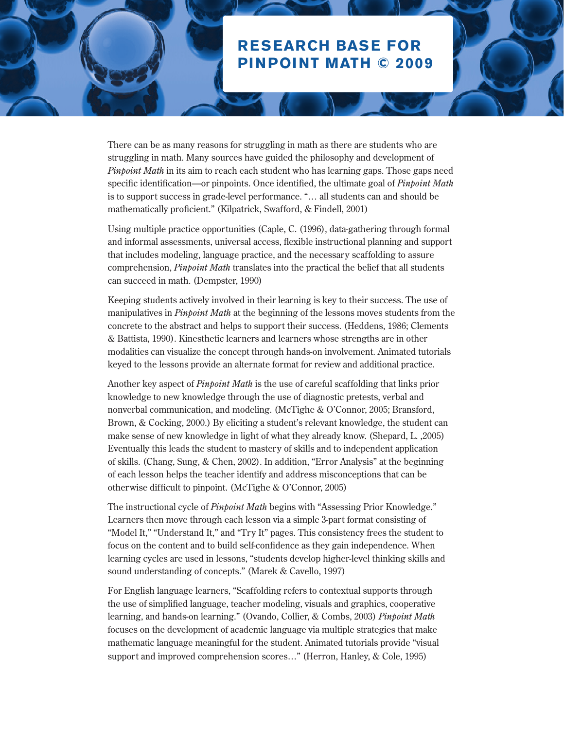# RESEARCH BASE FOR PINPOINT MATH © 2009

There can be as many reasons for struggling in math as there are students who are struggling in math. Many sources have guided the philosophy and development of *Pinpoint Math* in its aim to reach each student who has learning gaps. Those gaps need specific identification—or pinpoints. Once identified, the ultimate goal of *Pinpoint Math* is to support success in grade-level performance. "… all students can and should be mathematically proficient." (Kilpatrick, Swafford, & Findell, 2001)

Using multiple practice opportunities (Caple, C. (1996), data-gathering through formal and informal assessments, universal access, flexible instructional planning and support that includes modeling, language practice, and the necessary scaffolding to assure comprehension, *Pinpoint Math* translates into the practical the belief that all students can succeed in math. (Dempster, 1990)

Keeping students actively involved in their learning is key to their success. The use of manipulatives in *Pinpoint Math* at the beginning of the lessons moves students from the concrete to the abstract and helps to support their success. (Heddens, 1986; Clements & Battista, 1990). Kinesthetic learners and learners whose strengths are in other modalities can visualize the concept through hands-on involvement. Animated tutorials keyed to the lessons provide an alternate format for review and additional practice.

Another key aspect of *Pinpoint Math* is the use of careful scaffolding that links prior knowledge to new knowledge through the use of diagnostic pretests, verbal and nonverbal communication, and modeling. (McTighe & O'Connor, 2005; Bransford, Brown, & Cocking, 2000.) By eliciting a student's relevant knowledge, the student can make sense of new knowledge in light of what they already know. (Shepard, L. ,2005) Eventually this leads the student to mastery of skills and to independent application of skills. (Chang, Sung, & Chen, 2002). In addition, "Error Analysis" at the beginning of each lesson helps the teacher identify and address misconceptions that can be otherwise difficult to pinpoint. (McTighe & O'Connor, 2005)

The instructional cycle of *Pinpoint Math* begins with "Assessing Prior Knowledge." Learners then move through each lesson via a simple 3-part format consisting of "Model It," "Understand It," and "Try It" pages. This consistency frees the student to focus on the content and to build self-confidence as they gain independence. When learning cycles are used in lessons, "students develop higher-level thinking skills and sound understanding of concepts." (Marek & Cavello, 1997)

For English language learners, "Scaffolding refers to contextual supports through the use of simplified language, teacher modeling, visuals and graphics, cooperative learning, and hands-on learning." (Ovando, Collier, & Combs, 2003) *Pinpoint Math* focuses on the development of academic language via multiple strategies that make mathematic language meaningful for the student. Animated tutorials provide "visual support and improved comprehension scores…" (Herron, Hanley, & Cole, 1995)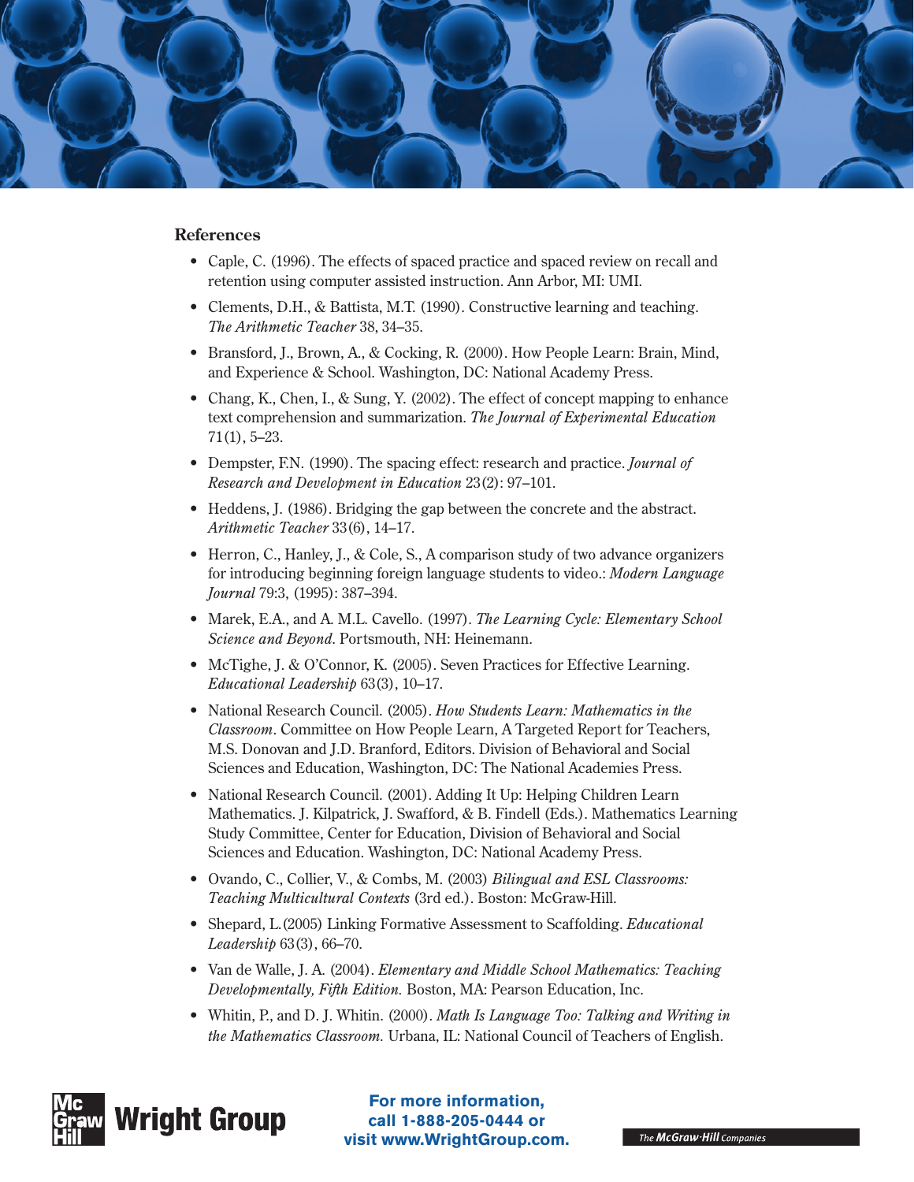## References

- Caple, C. (1996). The effects of spaced practice and spaced review on recall and retention using computer assisted instruction. Ann Arbor, MI: UMI.
- Clements, D.H., & Battista, M.T. (1990). Constructive learning and teaching. *The Arithmetic Teacher* 38, 34–35.
- Bransford, J., Brown, A., & Cocking, R. (2000). How People Learn: Brain, Mind, and Experience & School. Washington, DC: National Academy Press.
- Chang, K., Chen, I., & Sung, Y. (2002). The effect of concept mapping to enhance text comprehension and summarization. *The Journal of Experimental Education* 71(1), 5–23.
- Dempster, F.N. (1990). The spacing effect: research and practice. *Journal of Research and Development in Education* 23(2): 97–101.
- Heddens, J. (1986). Bridging the gap between the concrete and the abstract. *Arithmetic Teacher* 33(6), 14–17.
- Herron, C., Hanley, J., & Cole, S., A comparison study of two advance organizers for introducing beginning foreign language students to video.: *Modern Language Journal* 79:3, (1995): 387–394.
- Marek, E.A., and A. M.L. Cavello. (1997). *The Learning Cycle: Elementary School Science and Beyond*. Portsmouth, NH: Heinemann.
- McTighe, J. & O'Connor, K. (2005). Seven Practices for Effective Learning. *Educational Leadership* 63(3), 10–17.
- National Research Council. (2005). *How Students Learn: Mathematics in the Classroom*. Committee on How People Learn, A Targeted Report for Teachers, M.S. Donovan and J.D. Branford, Editors. Division of Behavioral and Social Sciences and Education, Washington, DC: The National Academies Press.
- National Research Council. (2001). Adding It Up: Helping Children Learn Mathematics. J. Kilpatrick, J. Swafford, & B. Findell (Eds.). Mathematics Learning Study Committee, Center for Education, Division of Behavioral and Social Sciences and Education. Washington, DC: National Academy Press.
- Ovando, C., Collier, V., & Combs, M. (2003) *Bilingual and ESL Classrooms: Teaching Multicultural Contexts* (3rd ed.). Boston: McGraw-Hill.
- Shepard, L.(2005) Linking Formative Assessment to Scaffolding. *Educational Leadership* 63(3), 66–70.
- Van de Walle, J. A. (2004). *Elementary and Middle School Mathematics: Teaching Developmentally, Fifth Edition.* Boston, MA: Pearson Education, Inc.
- Whitin, P., and D. J. Whitin. (2000). *Math Is Language Too: Talking and Writing in the Mathematics Classroom.* Urbana, IL: National Council of Teachers of English.

**Wright Group**

**For more information, call 1-888-205-0444 or visit www.WrightGroup.com.**

*The McGraw·Hill Companies*